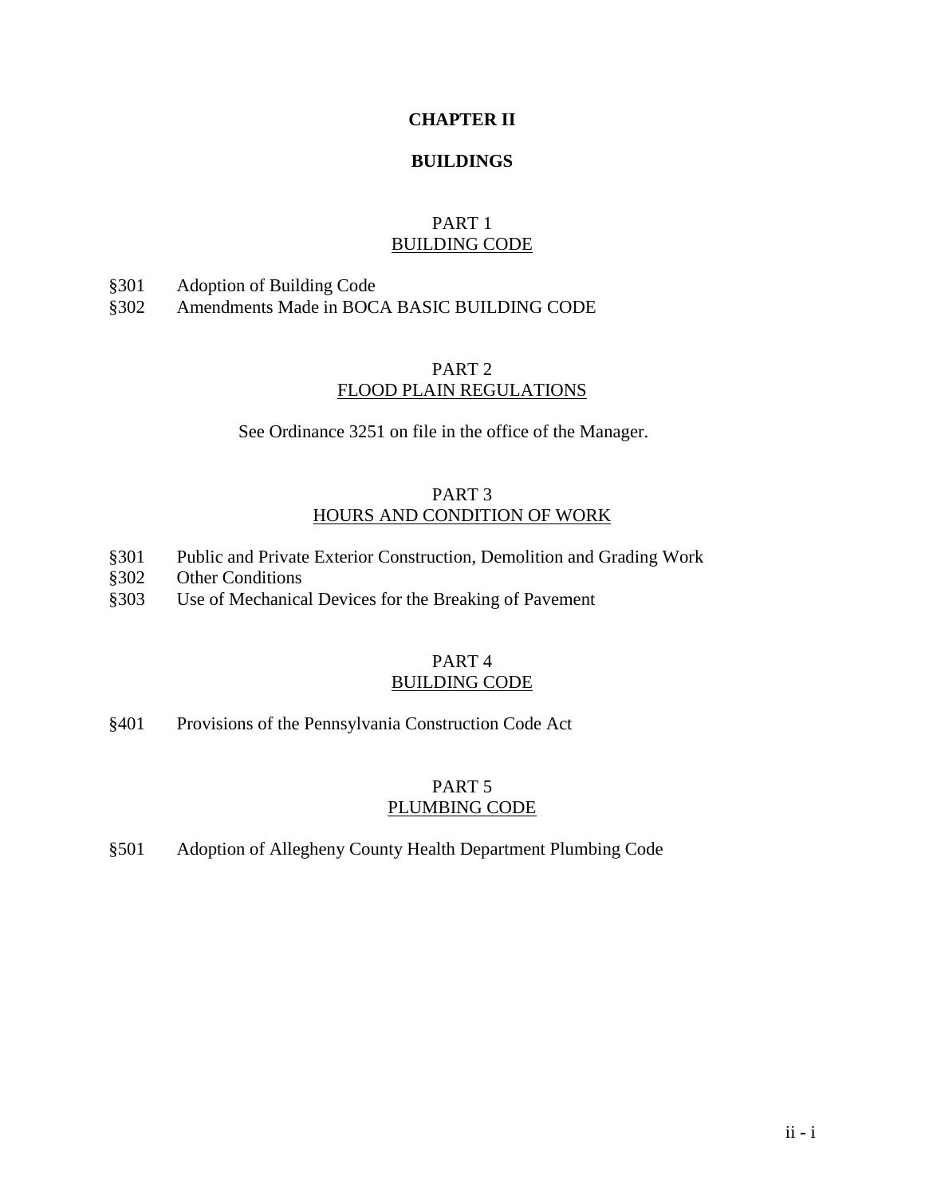# CHAPTER II

# BUILDINGS

## PART 1
## BUILDING CODE

§301 Adoption of Building Code
§302 Amendments Made in BOCA BASIC BUILDING CODE

## PART 2
## FLOOD PLAIN REGULATIONS

See Ordinance 3251 on file in the office of the Manager.

## PART 3
## HOURS AND CONDITION OF WORK

§301 Public and Private Exterior Construction, Demolition and Grading Work
§302 Other Conditions
§303 Use of Mechanical Devices for the Breaking of Pavement

## PART 4
## BUILDING CODE

§401 Provisions of the Pennsylvania Construction Code Act

## PART 5
## PLUMBING CODE

§501 Adoption of Allegheny County Health Department Plumbing Code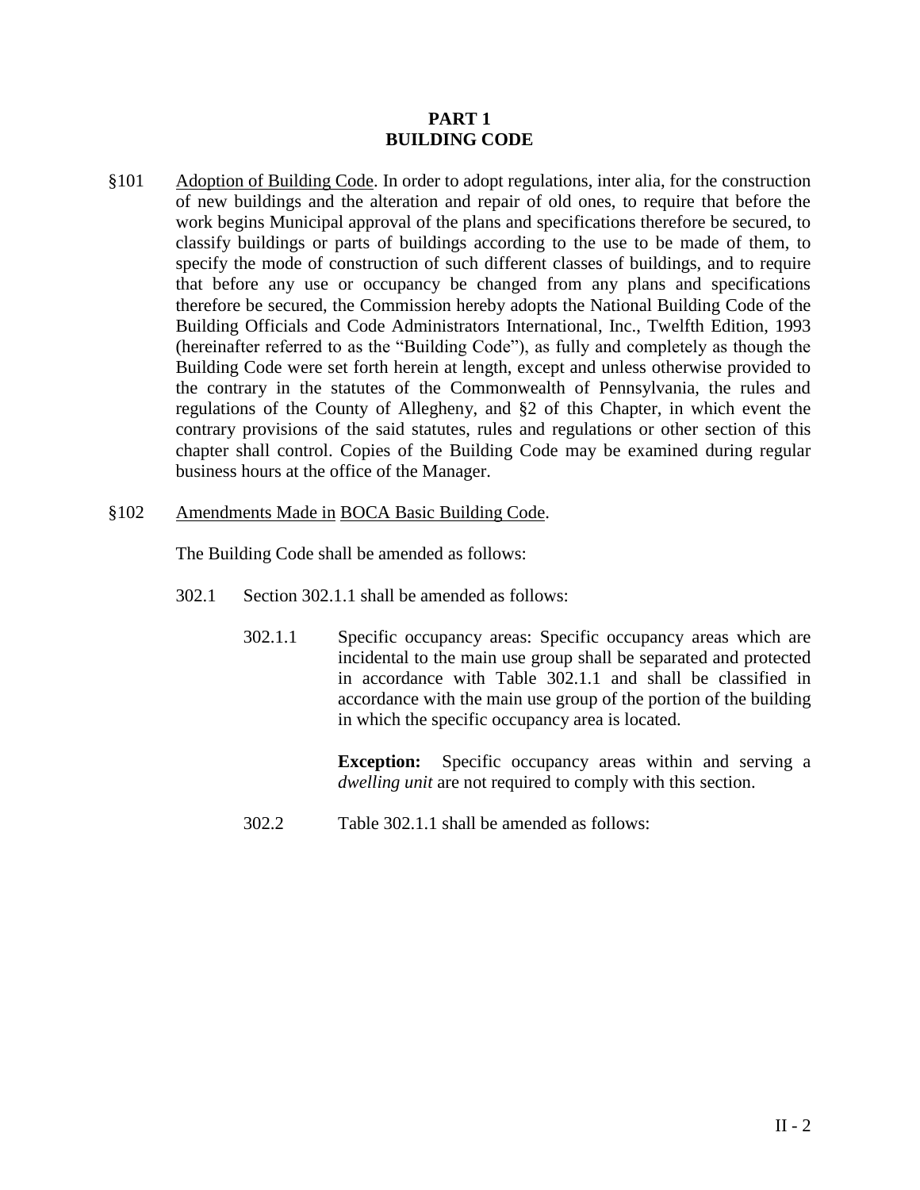# PART 1
# BUILDING CODE

§101 Adoption of Building Code. In order to adopt regulations, inter alia, for the construction of new buildings and the alteration and repair of old ones, to require that before the work begins Municipal approval of the plans and specifications therefore be secured, to classify buildings or parts of buildings according to the use to be made of them, to specify the mode of construction of such different classes of buildings, and to require that before any use or occupancy be changed from any plans and specifications therefore be secured, the Commission hereby adopts the National Building Code of the Building Officials and Code Administrators International, Inc., Twelfth Edition, 1993 (hereinafter referred to as the "Building Code"), as fully and completely as though the Building Code were set forth herein at length, except and unless otherwise provided to the contrary in the statutes of the Commonwealth of Pennsylvania, the rules and regulations of the County of Allegheny, and §2 of this Chapter, in which event the contrary provisions of the said statutes, rules and regulations or other section of this chapter shall control. Copies of the Building Code may be examined during regular business hours at the office of the Manager.

§102 Amendments Made in BOCA Basic Building Code.

The Building Code shall be amended as follows:

302.1 Section 302.1.1 shall be amended as follows:

302.1.1 Specific occupancy areas: Specific occupancy areas which are incidental to the main use group shall be separated and protected in accordance with Table 302.1.1 and shall be classified in accordance with the main use group of the portion of the building in which the specific occupancy area is located.

**Exception:** Specific occupancy areas within and serving a *dwelling unit* are not required to comply with this section.

302.2 Table 302.1.1 shall be amended as follows: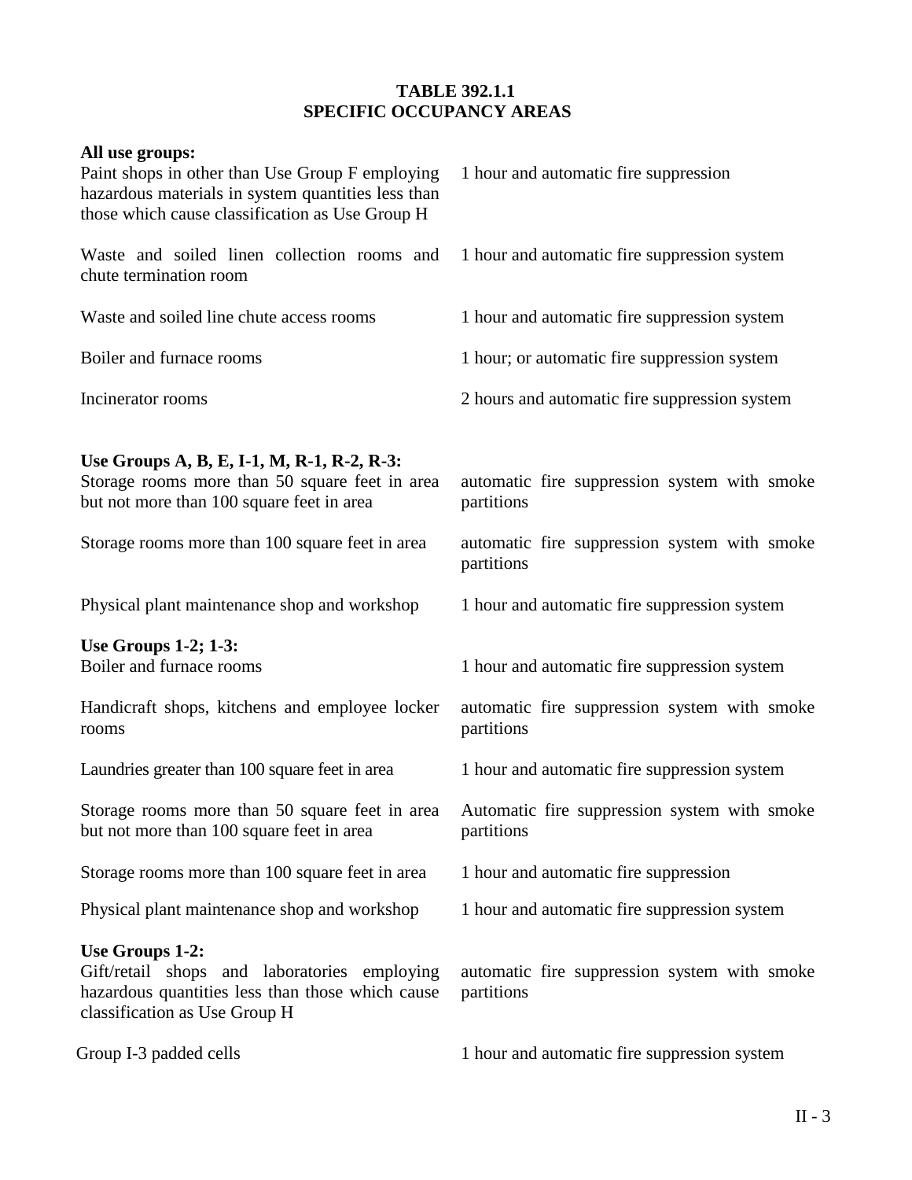**TABLE 392.1.1**
**SPECIFIC OCCUPANCY AREAS**

| | |
|---|---|
| **All use groups:** | |
| Paint shops in other than Use Group F employing hazardous materials in system quantities less than those which cause classification as Use Group H | 1 hour and automatic fire suppression |
| Waste and soiled linen collection rooms and chute termination room | 1 hour and automatic fire suppression system |
| Waste and soiled line chute access rooms | 1 hour and automatic fire suppression system |
| Boiler and furnace rooms | 1 hour; or automatic fire suppression system |
| Incinerator rooms | 2 hours and automatic fire suppression system |
| **Use Groups A, B, E, I-1, M, R-1, R-2, R-3:** | |
| Storage rooms more than 50 square feet in area but not more than 100 square feet in area | automatic fire suppression system with smoke partitions |
| Storage rooms more than 100 square feet in area | automatic fire suppression system with smoke partitions |
| Physical plant maintenance shop and workshop | 1 hour and automatic fire suppression system |
| **Use Groups 1-2; 1-3:** | |
| Boiler and furnace rooms | 1 hour and automatic fire suppression system |
| Handicraft shops, kitchens and employee locker rooms | automatic fire suppression system with smoke partitions |
| Laundries greater than 100 square feet in area | 1 hour and automatic fire suppression system |
| Storage rooms more than 50 square feet in area but not more than 100 square feet in area | Automatic fire suppression system with smoke partitions |
| Storage rooms more than 100 square feet in area | 1 hour and automatic fire suppression |
| Physical plant maintenance shop and workshop | 1 hour and automatic fire suppression system |
| **Use Groups 1-2:** | |
| Gift/retail shops and laboratories employing hazardous quantities less than those which cause classification as Use Group H | automatic fire suppression system with smoke partitions |
| Group I-3 padded cells | 1 hour and automatic fire suppression system |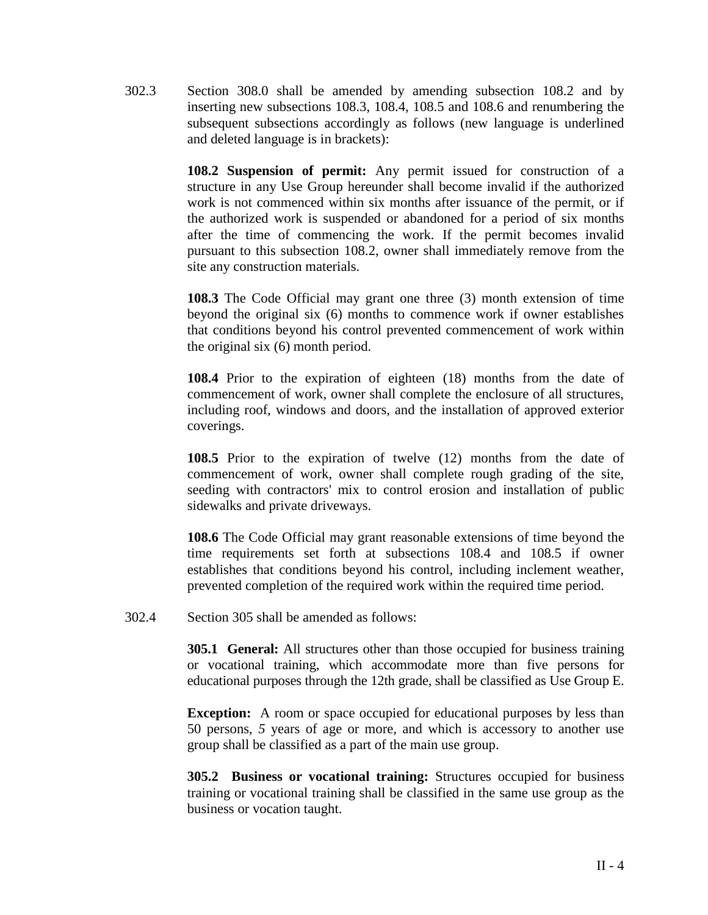302.3 Section 308.0 shall be amended by amending subsection 108.2 and by inserting new subsections 108.3, 108.4, 108.5 and 108.6 and renumbering the subsequent subsections accordingly as follows (new language is underlined and deleted language is in brackets):

> **108.2 Suspension of permit:** Any permit issued for construction of a structure in any Use Group hereunder shall become invalid if the authorized work is not commenced within six months after issuance of the permit, or if the authorized work is suspended or abandoned for a period of six months after the time of commencing the work. If the permit becomes invalid pursuant to this subsection 108.2, owner shall immediately remove from the site any construction materials.
>
> **108.3** The Code Official may grant one three (3) month extension of time beyond the original six (6) months to commence work if owner establishes that conditions beyond his control prevented commencement of work within the original six (6) month period.
>
> **108.4** Prior to the expiration of eighteen (18) months from the date of commencement of work, owner shall complete the enclosure of all structures, including roof, windows and doors, and the installation of approved exterior coverings.
>
> **108.5** Prior to the expiration of twelve (12) months from the date of commencement of work, owner shall complete rough grading of the site, seeding with contractors' mix to control erosion and installation of public sidewalks and private driveways.
>
> **108.6** The Code Official may grant reasonable extensions of time beyond the time requirements set forth at subsections 108.4 and 108.5 if owner establishes that conditions beyond his control, including inclement weather, prevented completion of the required work within the required time period.

302.4 Section 305 shall be amended as follows:

> **305.1 General:** All structures other than those occupied for business training or vocational training, which accommodate more than five persons for educational purposes through the 12th grade, shall be classified as Use Group E.
>
> **Exception:** A room or space occupied for educational purposes by less than 50 persons, *5* years of age or more, and which is accessory to another use group shall be classified as a part of the main use group.
>
> **305.2 Business or vocational training:** Structures occupied for business training or vocational training shall be classified in the same use group as the business or vocation taught.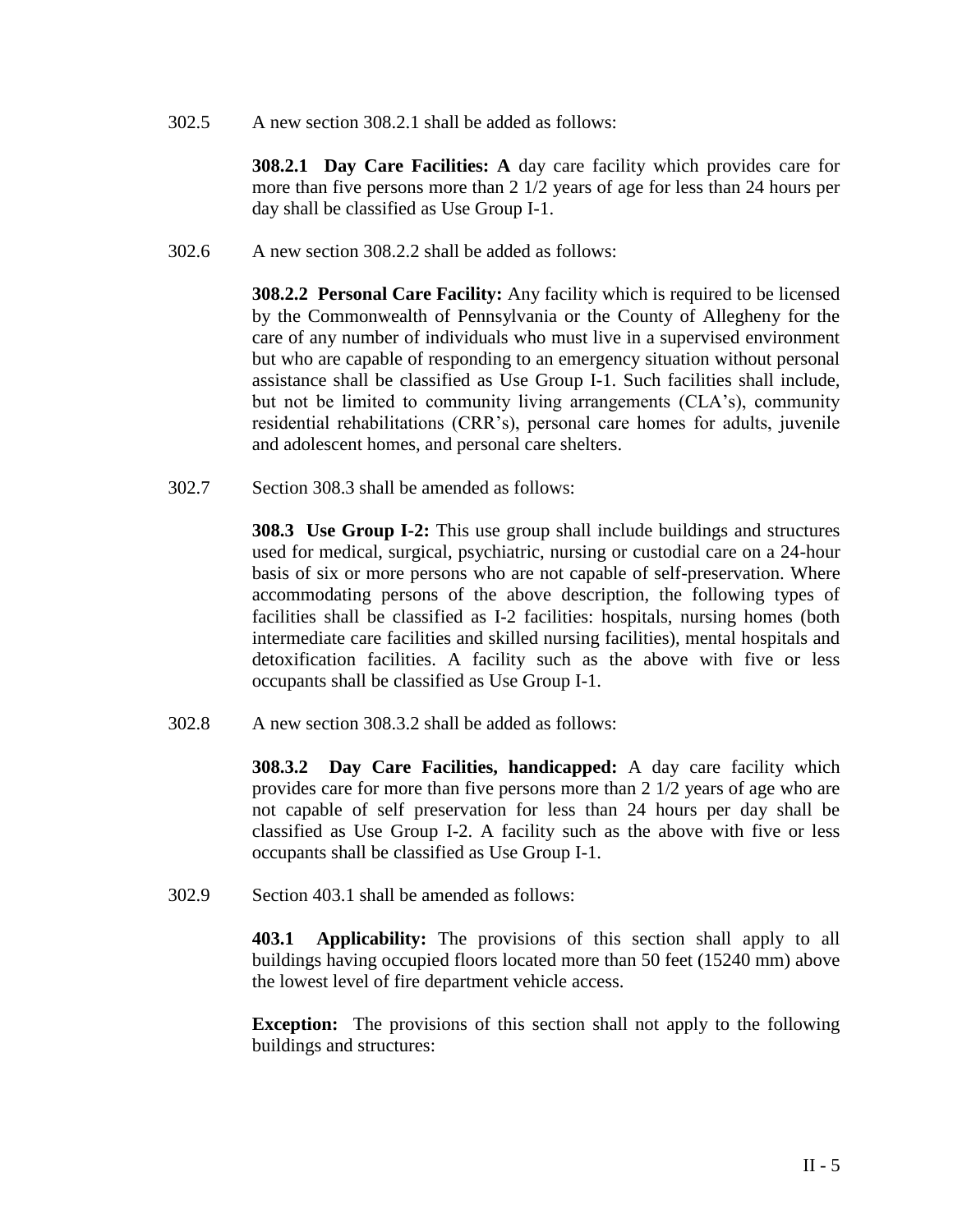302.5 A new section 308.2.1 shall be added as follows:

> **308.2.1 Day Care Facilities: A** day care facility which provides care for more than five persons more than 2 1/2 years of age for less than 24 hours per day shall be classified as Use Group I-1.

302.6 A new section 308.2.2 shall be added as follows:

> **308.2.2 Personal Care Facility:** Any facility which is required to be licensed by the Commonwealth of Pennsylvania or the County of Allegheny for the care of any number of individuals who must live in a supervised environment but who are capable of responding to an emergency situation without personal assistance shall be classified as Use Group I-1. Such facilities shall include, but not be limited to community living arrangements (CLA's), community residential rehabilitations (CRR's), personal care homes for adults, juvenile and adolescent homes, and personal care shelters.

302.7 Section 308.3 shall be amended as follows:

> **308.3 Use Group I-2:** This use group shall include buildings and structures used for medical, surgical, psychiatric, nursing or custodial care on a 24-hour basis of six or more persons who are not capable of self-preservation. Where accommodating persons of the above description, the following types of facilities shall be classified as I-2 facilities: hospitals, nursing homes (both intermediate care facilities and skilled nursing facilities), mental hospitals and detoxification facilities. A facility such as the above with five or less occupants shall be classified as Use Group I-1.

302.8 A new section 308.3.2 shall be added as follows:

> **308.3.2 Day Care Facilities, handicapped:** A day care facility which provides care for more than five persons more than 2 1/2 years of age who are not capable of self preservation for less than 24 hours per day shall be classified as Use Group I-2. A facility such as the above with five or less occupants shall be classified as Use Group I-1.

302.9 Section 403.1 shall be amended as follows:

> **403.1 Applicability:** The provisions of this section shall apply to all buildings having occupied floors located more than 50 feet (15240 mm) above the lowest level of fire department vehicle access.
>
> **Exception:** The provisions of this section shall not apply to the following buildings and structures: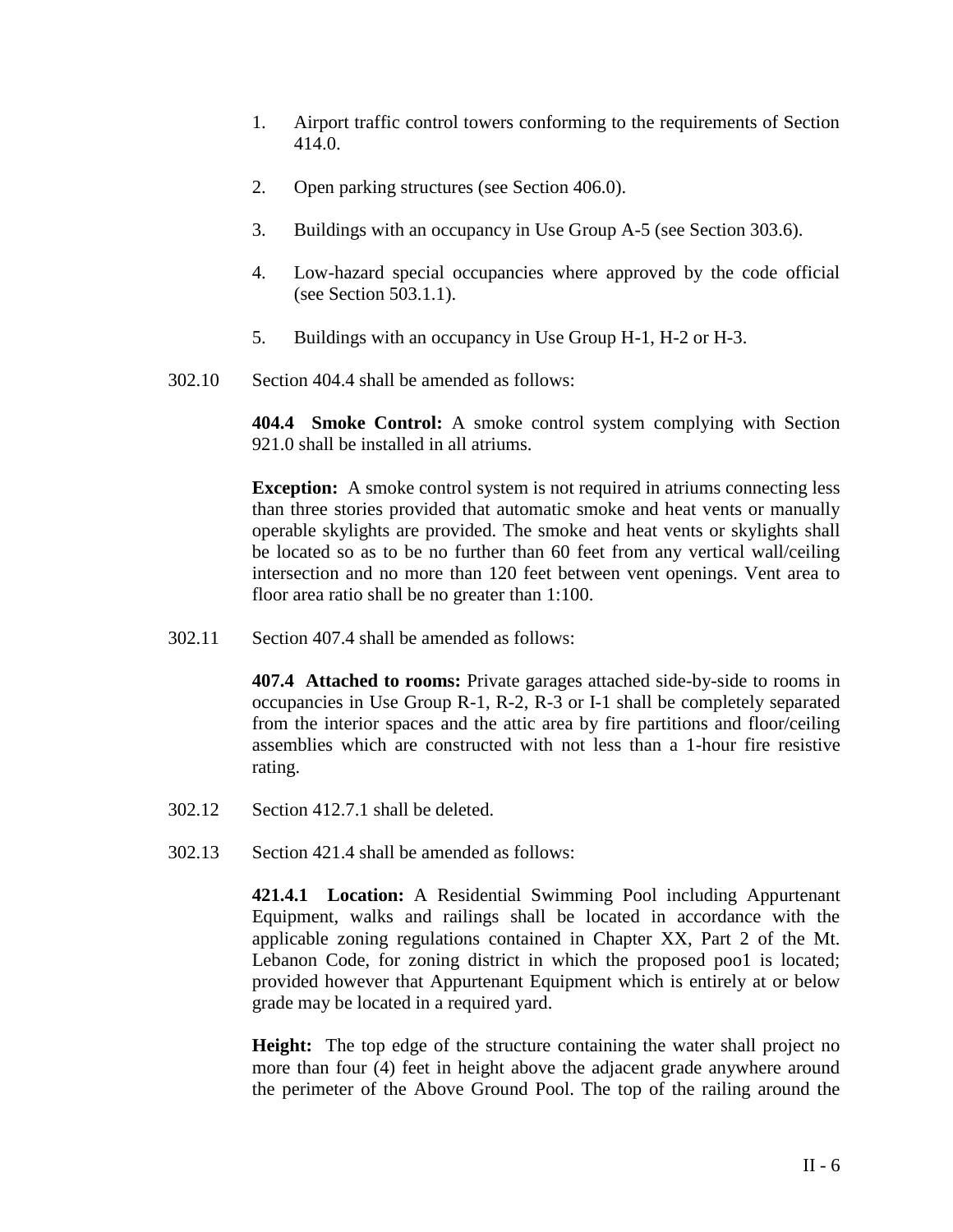1. Airport traffic control towers conforming to the requirements of Section 414.0.

2. Open parking structures (see Section 406.0).

3. Buildings with an occupancy in Use Group A-5 (see Section 303.6).

4. Low-hazard special occupancies where approved by the code official (see Section 503.1.1).

5. Buildings with an occupancy in Use Group H-1, H-2 or H-3.

302.10 Section 404.4 shall be amended as follows:

**404.4 Smoke Control:** A smoke control system complying with Section 921.0 shall be installed in all atriums.

**Exception:** A smoke control system is not required in atriums connecting less than three stories provided that automatic smoke and heat vents or manually operable skylights are provided. The smoke and heat vents or skylights shall be located so as to be no further than 60 feet from any vertical wall/ceiling intersection and no more than 120 feet between vent openings. Vent area to floor area ratio shall be no greater than 1:100.

302.11 Section 407.4 shall be amended as follows:

**407.4 Attached to rooms:** Private garages attached side-by-side to rooms in occupancies in Use Group R-1, R-2, R-3 or I-1 shall be completely separated from the interior spaces and the attic area by fire partitions and floor/ceiling assemblies which are constructed with not less than a 1-hour fire resistive rating.

302.12 Section 412.7.1 shall be deleted.

302.13 Section 421.4 shall be amended as follows:

**421.4.1 Location:** A Residential Swimming Pool including Appurtenant Equipment, walks and railings shall be located in accordance with the applicable zoning regulations contained in Chapter XX, Part 2 of the Mt. Lebanon Code, for zoning district in which the proposed poo1 is located; provided however that Appurtenant Equipment which is entirely at or below grade may be located in a required yard.

**Height:** The top edge of the structure containing the water shall project no more than four (4) feet in height above the adjacent grade anywhere around the perimeter of the Above Ground Pool. The top of the railing around the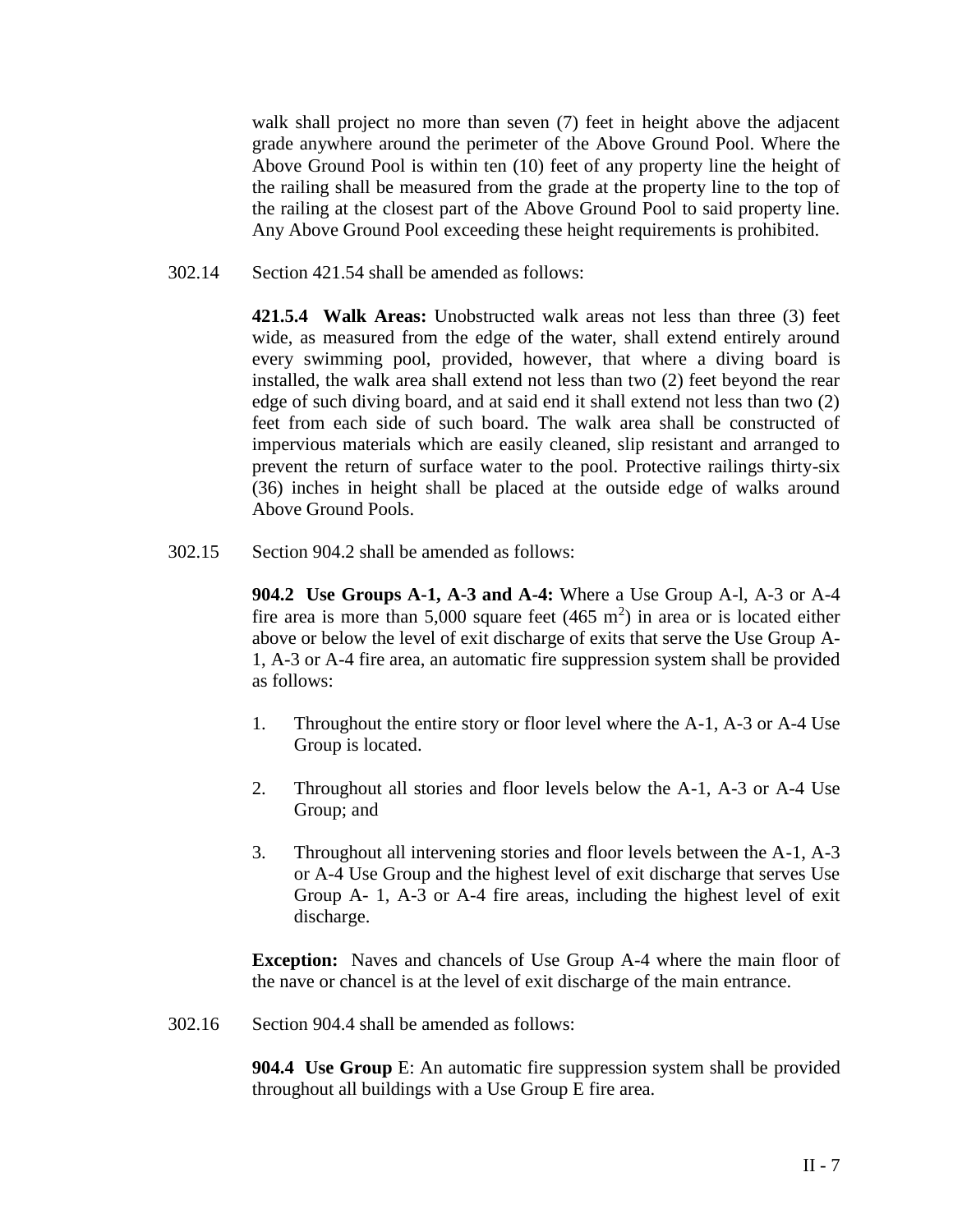walk shall project no more than seven (7) feet in height above the adjacent grade anywhere around the perimeter of the Above Ground Pool. Where the Above Ground Pool is within ten (10) feet of any property line the height of the railing shall be measured from the grade at the property line to the top of the railing at the closest part of the Above Ground Pool to said property line. Any Above Ground Pool exceeding these height requirements is prohibited.

302.14 Section 421.54 shall be amended as follows:

**421.5.4 Walk Areas:** Unobstructed walk areas not less than three (3) feet wide, as measured from the edge of the water, shall extend entirely around every swimming pool, provided, however, that where a diving board is installed, the walk area shall extend not less than two (2) feet beyond the rear edge of such diving board, and at said end it shall extend not less than two (2) feet from each side of such board. The walk area shall be constructed of impervious materials which are easily cleaned, slip resistant and arranged to prevent the return of surface water to the pool. Protective railings thirty-six (36) inches in height shall be placed at the outside edge of walks around Above Ground Pools.

302.15 Section 904.2 shall be amended as follows:

**904.2 Use Groups A-1, A-3 and A-4:** Where a Use Group A-l, A-3 or A-4 fire area is more than 5,000 square feet (465 $m^2$) in area or is located either above or below the level of exit discharge of exits that serve the Use Group A-1, A-3 or A-4 fire area, an automatic fire suppression system shall be provided as follows:

1. Throughout the entire story or floor level where the A-1, A-3 or A-4 Use Group is located.

2. Throughout all stories and floor levels below the A-1, A-3 or A-4 Use Group; and

3. Throughout all intervening stories and floor levels between the A-1, A-3 or A-4 Use Group and the highest level of exit discharge that serves Use Group A- 1, A-3 or A-4 fire areas, including the highest level of exit discharge.

**Exception:** Naves and chancels of Use Group A-4 where the main floor of the nave or chancel is at the level of exit discharge of the main entrance.

302.16 Section 904.4 shall be amended as follows:

**904.4 Use Group** E: An automatic fire suppression system shall be provided throughout all buildings with a Use Group E fire area.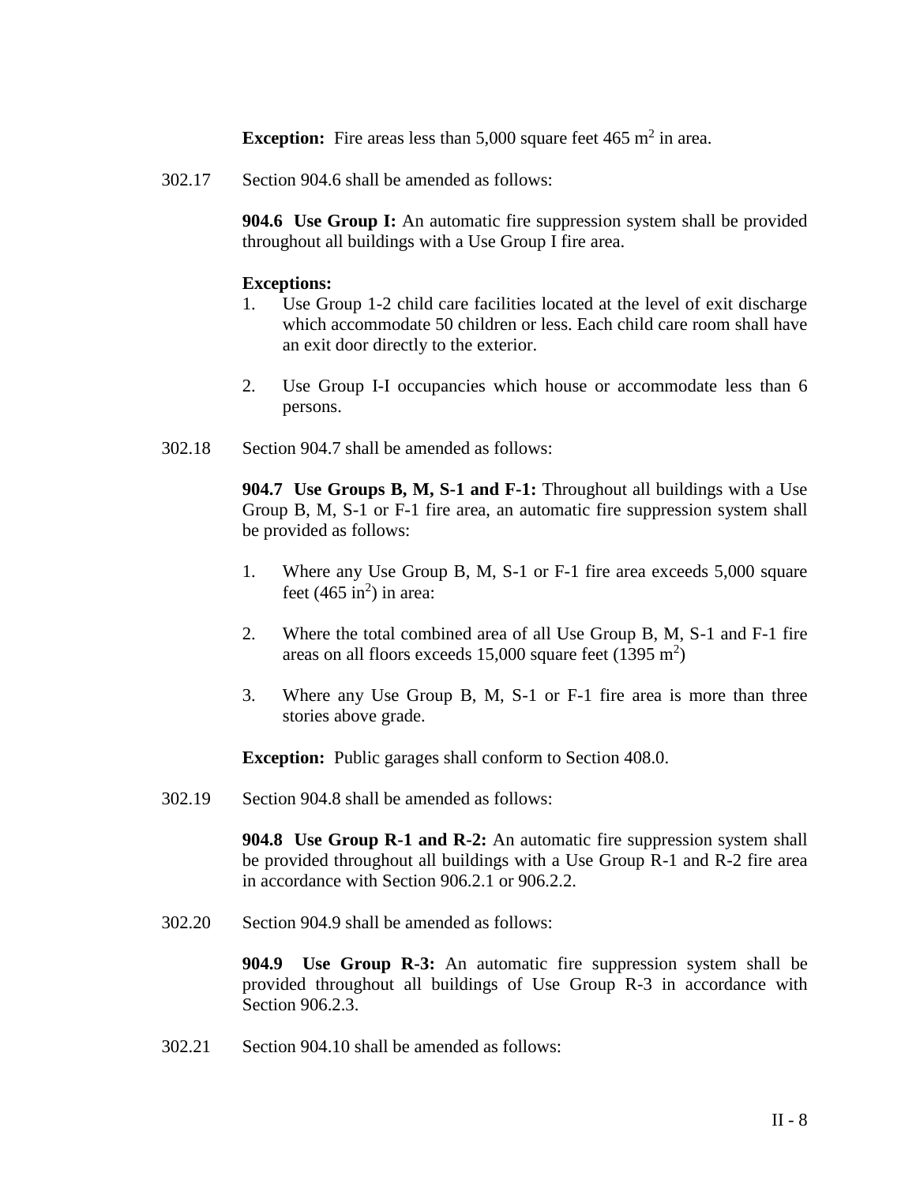**Exception:** Fire areas less than 5,000 square feet 465 $m^2$ in area.

302.17 Section 904.6 shall be amended as follows:

**904.6 Use Group I:** An automatic fire suppression system shall be provided throughout all buildings with a Use Group I fire area.

**Exceptions:**

1. Use Group 1-2 child care facilities located at the level of exit discharge which accommodate 50 children or less. Each child care room shall have an exit door directly to the exterior.

2. Use Group I-I occupancies which house or accommodate less than 6 persons.

302.18 Section 904.7 shall be amended as follows:

**904.7 Use Groups B, M, S-1 and F-1:** Throughout all buildings with a Use Group B, M, S-1 or F-1 fire area, an automatic fire suppression system shall be provided as follows:

1. Where any Use Group B, M, S-1 or F-1 fire area exceeds 5,000 square feet (465 $in^2$) in area:

2. Where the total combined area of all Use Group B, M, S-1 and F-1 fire areas on all floors exceeds 15,000 square feet (1395 $m^2$)

3. Where any Use Group B, M, S-1 or F-1 fire area is more than three stories above grade.

**Exception:** Public garages shall conform to Section 408.0.

302.19 Section 904.8 shall be amended as follows:

**904.8 Use Group R-1 and R-2:** An automatic fire suppression system shall be provided throughout all buildings with a Use Group R-1 and R-2 fire area in accordance with Section 906.2.1 or 906.2.2.

302.20 Section 904.9 shall be amended as follows:

**904.9 Use Group R-3:** An automatic fire suppression system shall be provided throughout all buildings of Use Group R-3 in accordance with Section 906.2.3.

302.21 Section 904.10 shall be amended as follows: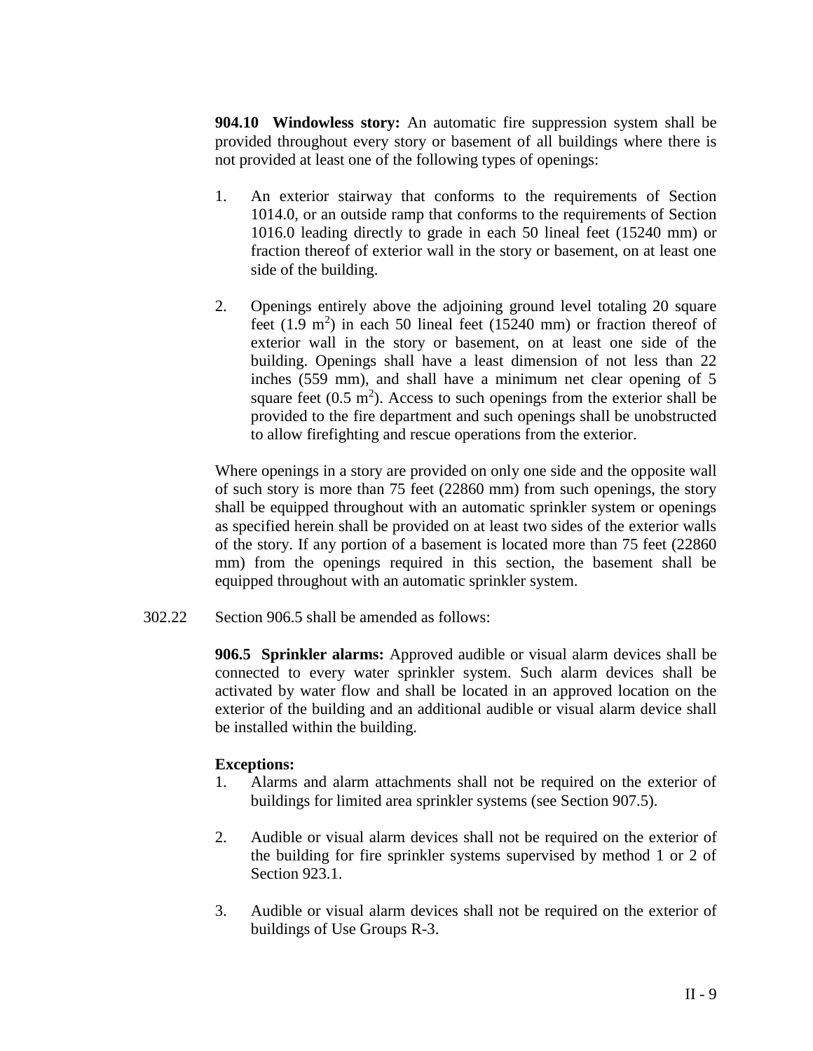**904.10 Windowless story:** An automatic fire suppression system shall be provided throughout every story or basement of all buildings where there is not provided at least one of the following types of openings:

1. An exterior stairway that conforms to the requirements of Section 1014.0, or an outside ramp that conforms to the requirements of Section 1016.0 leading directly to grade in each 50 lineal feet (15240 mm) or fraction thereof of exterior wall in the story or basement, on at least one side of the building.

2. Openings entirely above the adjoining ground level totaling 20 square feet (1.9 $m^2$) in each 50 lineal feet (15240 mm) or fraction thereof of exterior wall in the story or basement, on at least one side of the building. Openings shall have a least dimension of not less than 22 inches (559 mm), and shall have a minimum net clear opening of 5 square feet (0.5 $m^2$). Access to such openings from the exterior shall be provided to the fire department and such openings shall be unobstructed to allow firefighting and rescue operations from the exterior.

Where openings in a story are provided on only one side and the opposite wall of such story is more than 75 feet (22860 mm) from such openings, the story shall be equipped throughout with an automatic sprinkler system or openings as specified herein shall be provided on at least two sides of the exterior walls of the story. If any portion of a basement is located more than 75 feet (22860 mm) from the openings required in this section, the basement shall be equipped throughout with an automatic sprinkler system.

302.22 Section 906.5 shall be amended as follows:

**906.5 Sprinkler alarms:** Approved audible or visual alarm devices shall be connected to every water sprinkler system. Such alarm devices shall be activated by water flow and shall be located in an approved location on the exterior of the building and an additional audible or visual alarm device shall be installed within the building.

**Exceptions:**

1. Alarms and alarm attachments shall not be required on the exterior of buildings for limited area sprinkler systems (see Section 907.5).

2. Audible or visual alarm devices shall not be required on the exterior of the building for fire sprinkler systems supervised by method 1 or 2 of Section 923.1.

3. Audible or visual alarm devices shall not be required on the exterior of buildings of Use Groups R-3.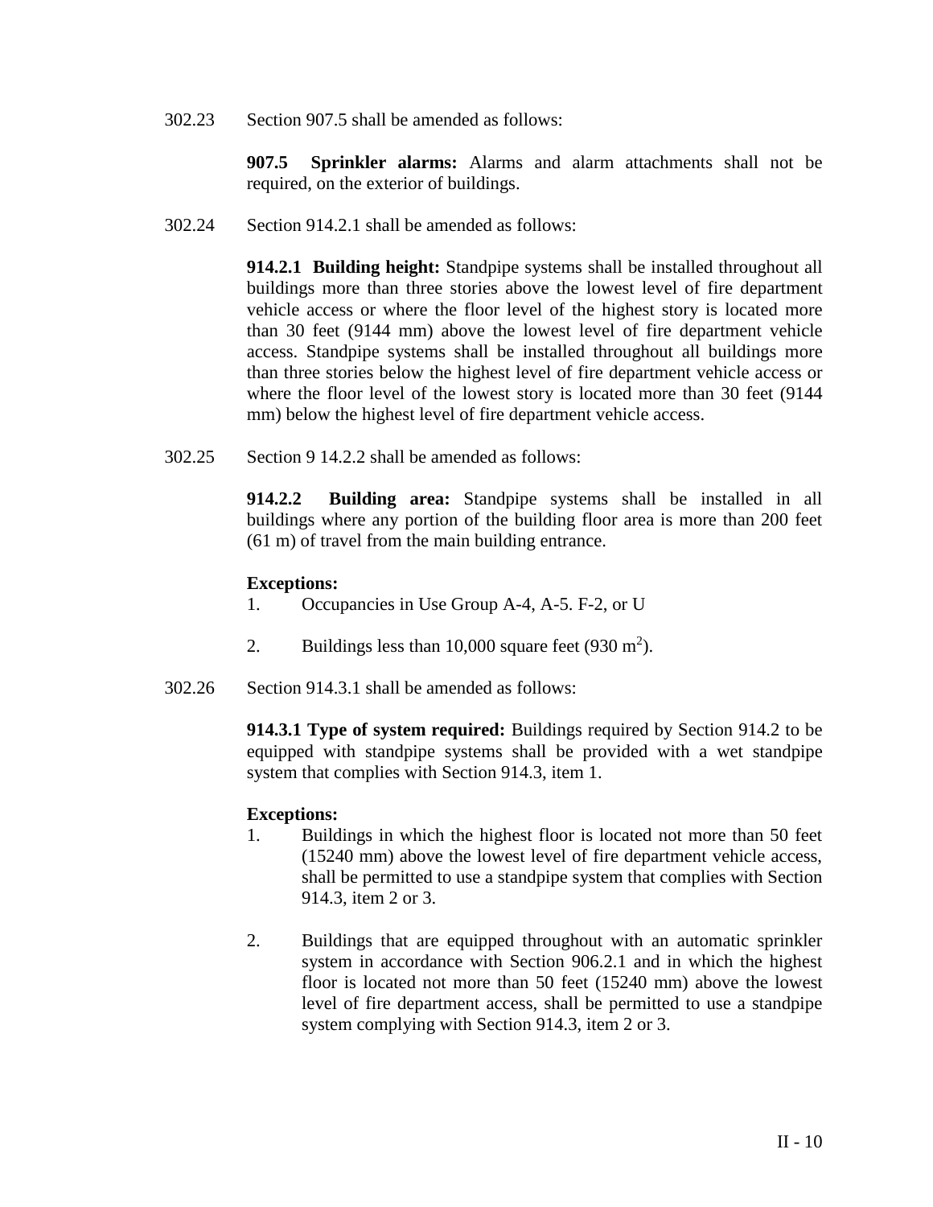302.23 Section 907.5 shall be amended as follows:

**907.5 Sprinkler alarms:** Alarms and alarm attachments shall not be required, on the exterior of buildings.

302.24 Section 914.2.1 shall be amended as follows:

**914.2.1 Building height:** Standpipe systems shall be installed throughout all buildings more than three stories above the lowest level of fire department vehicle access or where the floor level of the highest story is located more than 30 feet (9144 mm) above the lowest level of fire department vehicle access. Standpipe systems shall be installed throughout all buildings more than three stories below the highest level of fire department vehicle access or where the floor level of the lowest story is located more than 30 feet (9144 mm) below the highest level of fire department vehicle access.

302.25 Section 9 14.2.2 shall be amended as follows:

**914.2.2 Building area:** Standpipe systems shall be installed in all buildings where any portion of the building floor area is more than 200 feet (61 m) of travel from the main building entrance.

**Exceptions:**

1. Occupancies in Use Group A-4, A-5. F-2, or U
2. Buildings less than 10,000 square feet (930 $m^2$).

302.26 Section 914.3.1 shall be amended as follows:

**914.3.1 Type of system required:** Buildings required by Section 914.2 to be equipped with standpipe systems shall be provided with a wet standpipe system that complies with Section 914.3, item 1.

**Exceptions:**

1. Buildings in which the highest floor is located not more than 50 feet (15240 mm) above the lowest level of fire department vehicle access, shall be permitted to use a standpipe system that complies with Section 914.3, item 2 or 3.
2. Buildings that are equipped throughout with an automatic sprinkler system in accordance with Section 906.2.1 and in which the highest floor is located not more than 50 feet (15240 mm) above the lowest level of fire department access, shall be permitted to use a standpipe system complying with Section 914.3, item 2 or 3.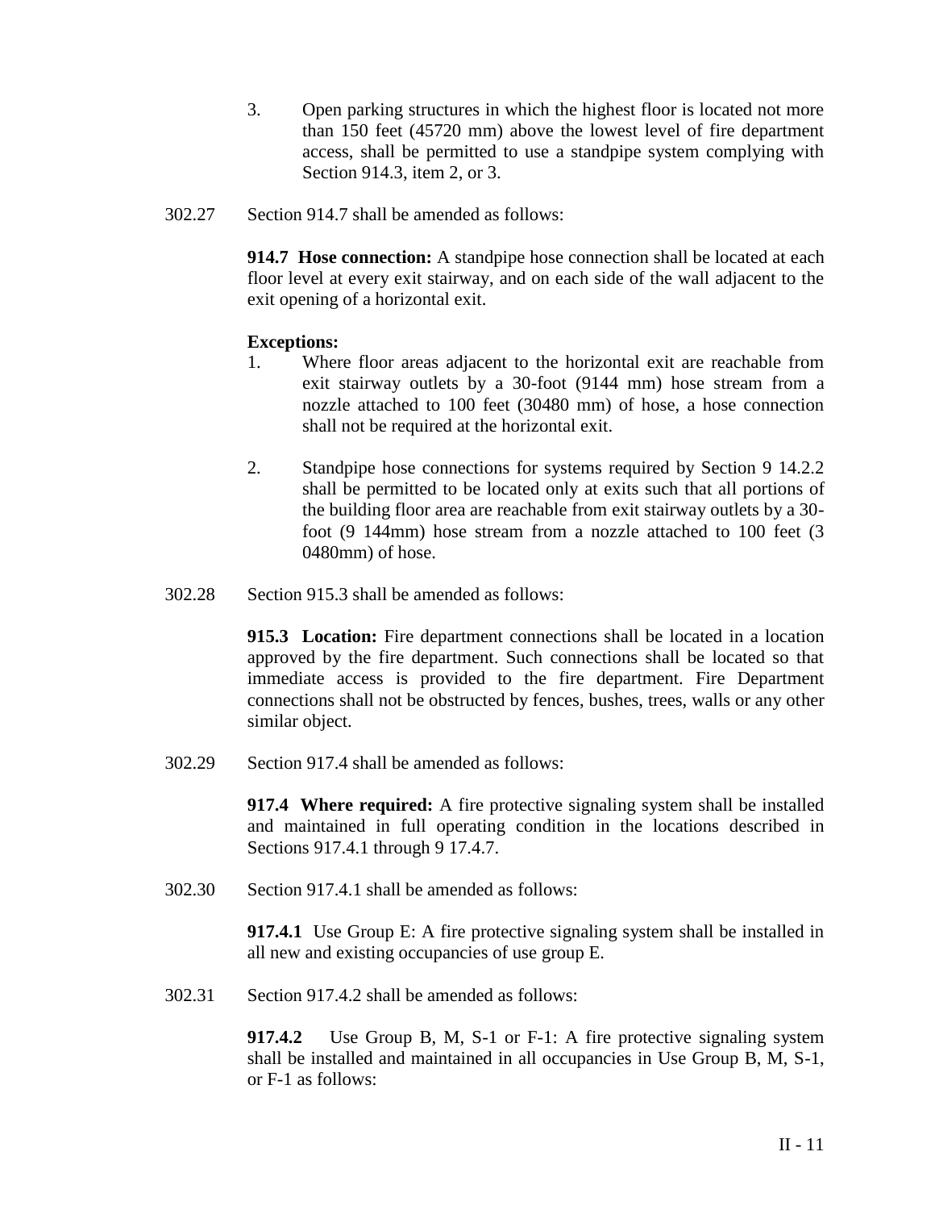3. Open parking structures in which the highest floor is located not more than 150 feet (45720 mm) above the lowest level of fire department access, shall be permitted to use a standpipe system complying with Section 914.3, item 2, or 3.

302.27 Section 914.7 shall be amended as follows:

**914.7 Hose connection:** A standpipe hose connection shall be located at each floor level at every exit stairway, and on each side of the wall adjacent to the exit opening of a horizontal exit.

**Exceptions:**

1. Where floor areas adjacent to the horizontal exit are reachable from exit stairway outlets by a 30-foot (9144 mm) hose stream from a nozzle attached to 100 feet (30480 mm) of hose, a hose connection shall not be required at the horizontal exit.

2. Standpipe hose connections for systems required by Section 9 14.2.2 shall be permitted to be located only at exits such that all portions of the building floor area are reachable from exit stairway outlets by a 30-foot (9 144mm) hose stream from a nozzle attached to 100 feet (3 0480mm) of hose.

302.28 Section 915.3 shall be amended as follows:

**915.3 Location:** Fire department connections shall be located in a location approved by the fire department. Such connections shall be located so that immediate access is provided to the fire department. Fire Department connections shall not be obstructed by fences, bushes, trees, walls or any other similar object.

302.29 Section 917.4 shall be amended as follows:

**917.4 Where required:** A fire protective signaling system shall be installed and maintained in full operating condition in the locations described in Sections 917.4.1 through 9 17.4.7.

302.30 Section 917.4.1 shall be amended as follows:

**917.4.1** Use Group E: A fire protective signaling system shall be installed in all new and existing occupancies of use group E.

302.31 Section 917.4.2 shall be amended as follows:

**917.4.2** Use Group B, M, S-1 or F-1: A fire protective signaling system shall be installed and maintained in all occupancies in Use Group B, M, S-1, or F-1 as follows: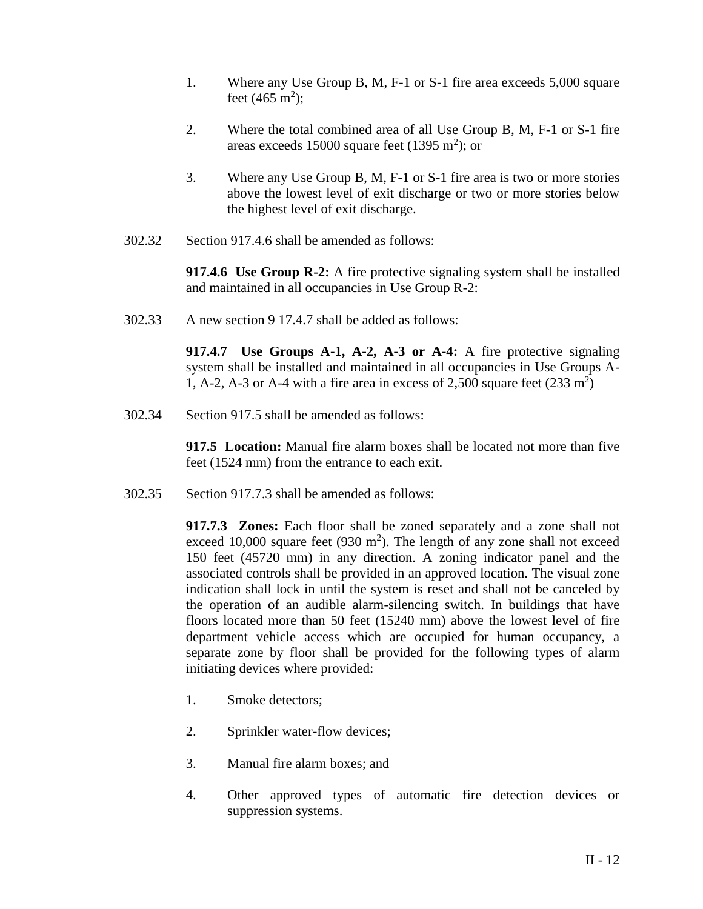1. Where any Use Group B, M, F-1 or S-1 fire area exceeds 5,000 square feet (465 $m^2$);

2. Where the total combined area of all Use Group B, M, F-1 or S-1 fire areas exceeds 15000 square feet (1395 $m^2$); or

3. Where any Use Group B, M, F-1 or S-1 fire area is two or more stories above the lowest level of exit discharge or two or more stories below the highest level of exit discharge.

302.32 Section 917.4.6 shall be amended as follows:

**917.4.6 Use Group R-2:** A fire protective signaling system shall be installed and maintained in all occupancies in Use Group R-2:

302.33 A new section 9 17.4.7 shall be added as follows:

**917.4.7 Use Groups A-1, A-2, A-3 or A-4:** A fire protective signaling system shall be installed and maintained in all occupancies in Use Groups A-1, A-2, A-3 or A-4 with a fire area in excess of 2,500 square feet (233 $m^2$)

302.34 Section 917.5 shall be amended as follows:

**917.5 Location:** Manual fire alarm boxes shall be located not more than five feet (1524 mm) from the entrance to each exit.

302.35 Section 917.7.3 shall be amended as follows:

**917.7.3 Zones:** Each floor shall be zoned separately and a zone shall not exceed 10,000 square feet (930 $m^2$). The length of any zone shall not exceed 150 feet (45720 mm) in any direction. A zoning indicator panel and the associated controls shall be provided in an approved location. The visual zone indication shall lock in until the system is reset and shall not be canceled by the operation of an audible alarm-silencing switch. In buildings that have floors located more than 50 feet (15240 mm) above the lowest level of fire department vehicle access which are occupied for human occupancy, a separate zone by floor shall be provided for the following types of alarm initiating devices where provided:

1. Smoke detectors;

2. Sprinkler water-flow devices;

3. Manual fire alarm boxes; and

4. Other approved types of automatic fire detection devices or suppression systems.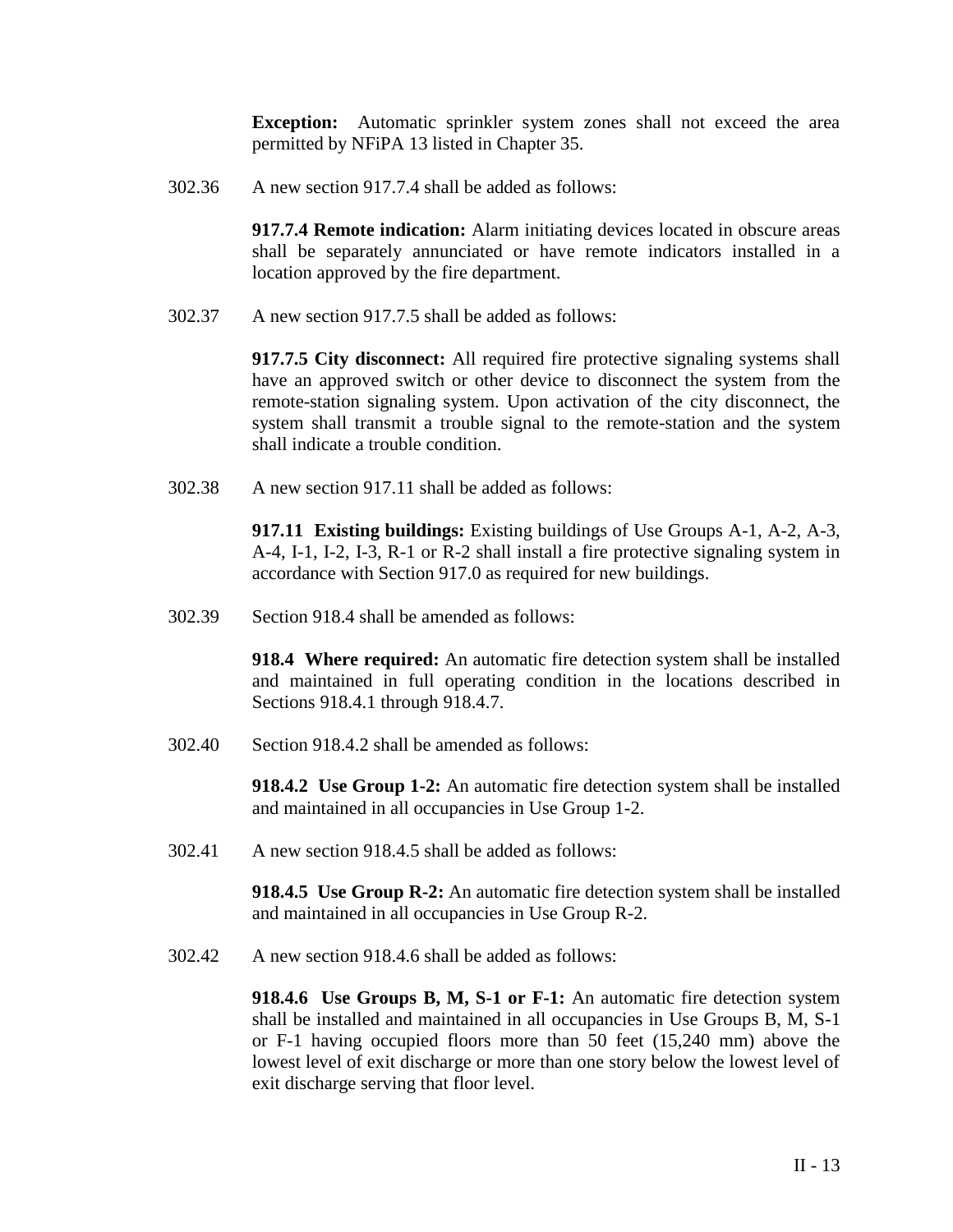**Exception:** Automatic sprinkler system zones shall not exceed the area permitted by NFiPA 13 listed in Chapter 35.

302.36 A new section 917.7.4 shall be added as follows:

**917.7.4 Remote indication:** Alarm initiating devices located in obscure areas shall be separately annunciated or have remote indicators installed in a location approved by the fire department.

302.37 A new section 917.7.5 shall be added as follows:

**917.7.5 City disconnect:** All required fire protective signaling systems shall have an approved switch or other device to disconnect the system from the remote-station signaling system. Upon activation of the city disconnect, the system shall transmit a trouble signal to the remote-station and the system shall indicate a trouble condition.

302.38 A new section 917.11 shall be added as follows:

**917.11 Existing buildings:** Existing buildings of Use Groups A-1, A-2, A-3, A-4, I-1, I-2, I-3, R-1 or R-2 shall install a fire protective signaling system in accordance with Section 917.0 as required for new buildings.

302.39 Section 918.4 shall be amended as follows:

**918.4 Where required:** An automatic fire detection system shall be installed and maintained in full operating condition in the locations described in Sections 918.4.1 through 918.4.7.

302.40 Section 918.4.2 shall be amended as follows:

**918.4.2 Use Group 1-2:** An automatic fire detection system shall be installed and maintained in all occupancies in Use Group 1-2.

302.41 A new section 918.4.5 shall be added as follows:

**918.4.5 Use Group R-2:** An automatic fire detection system shall be installed and maintained in all occupancies in Use Group R-2.

302.42 A new section 918.4.6 shall be added as follows:

**918.4.6 Use Groups B, M, S-1 or F-1:** An automatic fire detection system shall be installed and maintained in all occupancies in Use Groups B, M, S-1 or F-1 having occupied floors more than 50 feet (15,240 mm) above the lowest level of exit discharge or more than one story below the lowest level of exit discharge serving that floor level.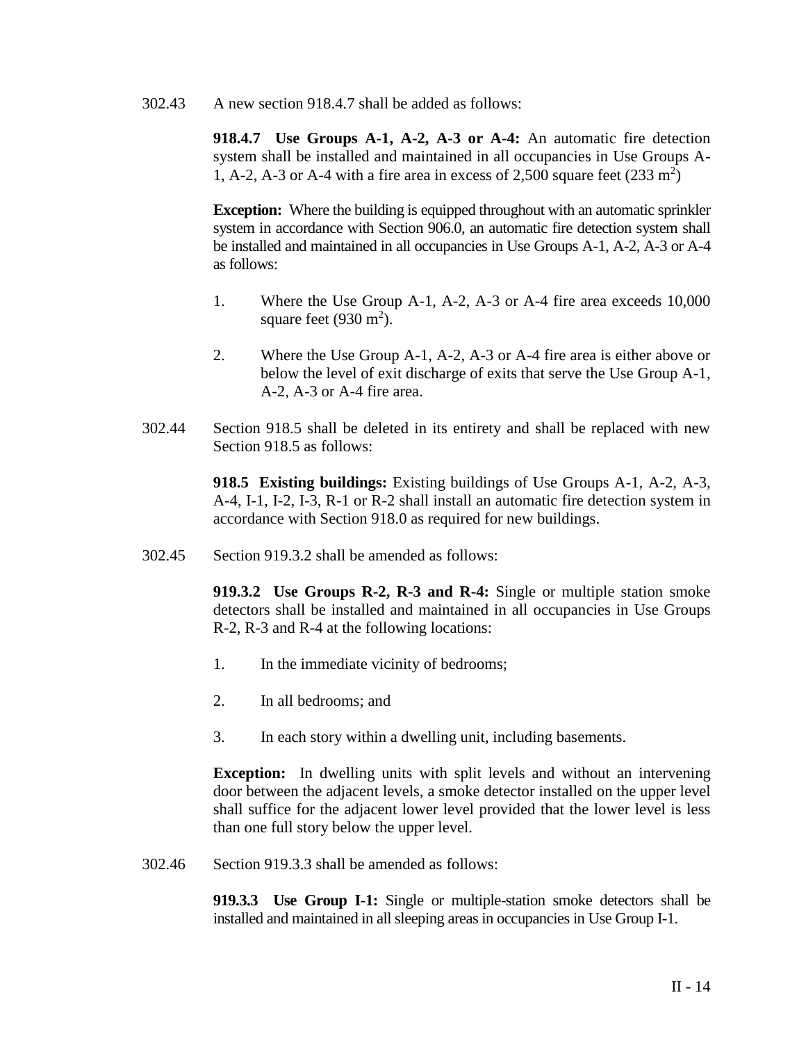302.43 A new section 918.4.7 shall be added as follows:

**918.4.7 Use Groups A-1, A-2, A-3 or A-4:** An automatic fire detection system shall be installed and maintained in all occupancies in Use Groups A-1, A-2, A-3 or A-4 with a fire area in excess of 2,500 square feet (233 $m^2$)

**Exception:** Where the building is equipped throughout with an automatic sprinkler system in accordance with Section 906.0, an automatic fire detection system shall be installed and maintained in all occupancies in Use Groups A-1, A-2, A-3 or A-4 as follows:

1. Where the Use Group A-1, A-2, A-3 or A-4 fire area exceeds 10,000 square feet (930 $m^2$).

2. Where the Use Group A-1, A-2, A-3 or A-4 fire area is either above or below the level of exit discharge of exits that serve the Use Group A-1, A-2, A-3 or A-4 fire area.

302.44 Section 918.5 shall be deleted in its entirety and shall be replaced with new Section 918.5 as follows:

**918.5 Existing buildings:** Existing buildings of Use Groups A-1, A-2, A-3, A-4, I-1, I-2, I-3, R-1 or R-2 shall install an automatic fire detection system in accordance with Section 918.0 as required for new buildings.

302.45 Section 919.3.2 shall be amended as follows:

**919.3.2 Use Groups R-2, R-3 and R-4:** Single or multiple station smoke detectors shall be installed and maintained in all occupancies in Use Groups R-2, R-3 and R-4 at the following locations:

1. In the immediate vicinity of bedrooms;

2. In all bedrooms; and

3. In each story within a dwelling unit, including basements.

**Exception:** In dwelling units with split levels and without an intervening door between the adjacent levels, a smoke detector installed on the upper level shall suffice for the adjacent lower level provided that the lower level is less than one full story below the upper level.

302.46 Section 919.3.3 shall be amended as follows:

**919.3.3 Use Group I-1:** Single or multiple-station smoke detectors shall be installed and maintained in all sleeping areas in occupancies in Use Group I-1.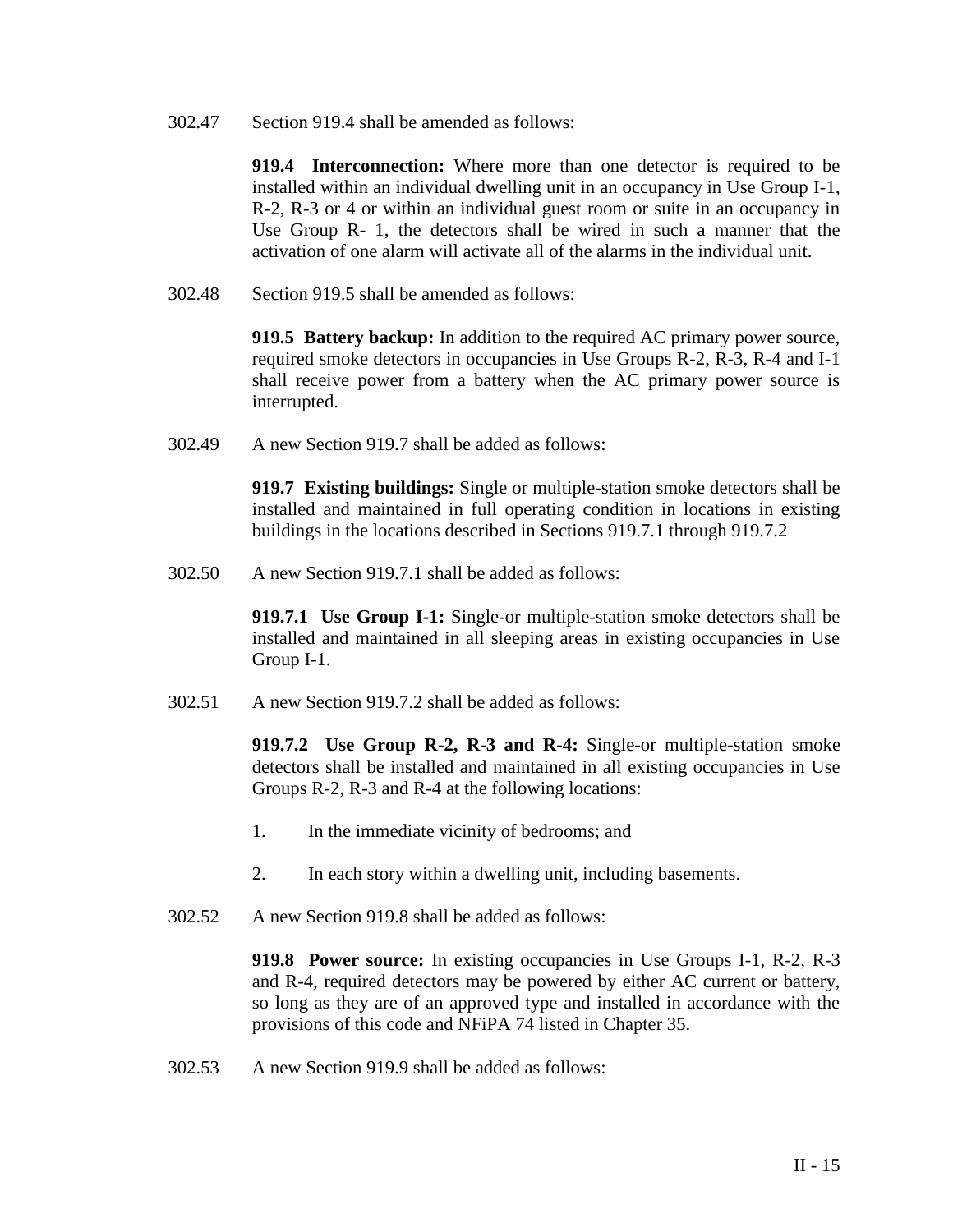302.47 Section 919.4 shall be amended as follows:

> **919.4 Interconnection:** Where more than one detector is required to be installed within an individual dwelling unit in an occupancy in Use Group I-1, R-2, R-3 or 4 or within an individual guest room or suite in an occupancy in Use Group R- 1, the detectors shall be wired in such a manner that the activation of one alarm will activate all of the alarms in the individual unit.

302.48 Section 919.5 shall be amended as follows:

> **919.5 Battery backup:** In addition to the required AC primary power source, required smoke detectors in occupancies in Use Groups R-2, R-3, R-4 and I-1 shall receive power from a battery when the AC primary power source is interrupted.

302.49 A new Section 919.7 shall be added as follows:

> **919.7 Existing buildings:** Single or multiple-station smoke detectors shall be installed and maintained in full operating condition in locations in existing buildings in the locations described in Sections 919.7.1 through 919.7.2

302.50 A new Section 919.7.1 shall be added as follows:

> **919.7.1 Use Group I-1:** Single-or multiple-station smoke detectors shall be installed and maintained in all sleeping areas in existing occupancies in Use Group I-1.

302.51 A new Section 919.7.2 shall be added as follows:

> **919.7.2 Use Group R-2, R-3 and R-4:** Single-or multiple-station smoke detectors shall be installed and maintained in all existing occupancies in Use Groups R-2, R-3 and R-4 at the following locations:
>
> 1. In the immediate vicinity of bedrooms; and
>
> 2. In each story within a dwelling unit, including basements.

302.52 A new Section 919.8 shall be added as follows:

> **919.8 Power source:** In existing occupancies in Use Groups I-1, R-2, R-3 and R-4, required detectors may be powered by either AC current or battery, so long as they are of an approved type and installed in accordance with the provisions of this code and NFiPA 74 listed in Chapter 35.

302.53 A new Section 919.9 shall be added as follows: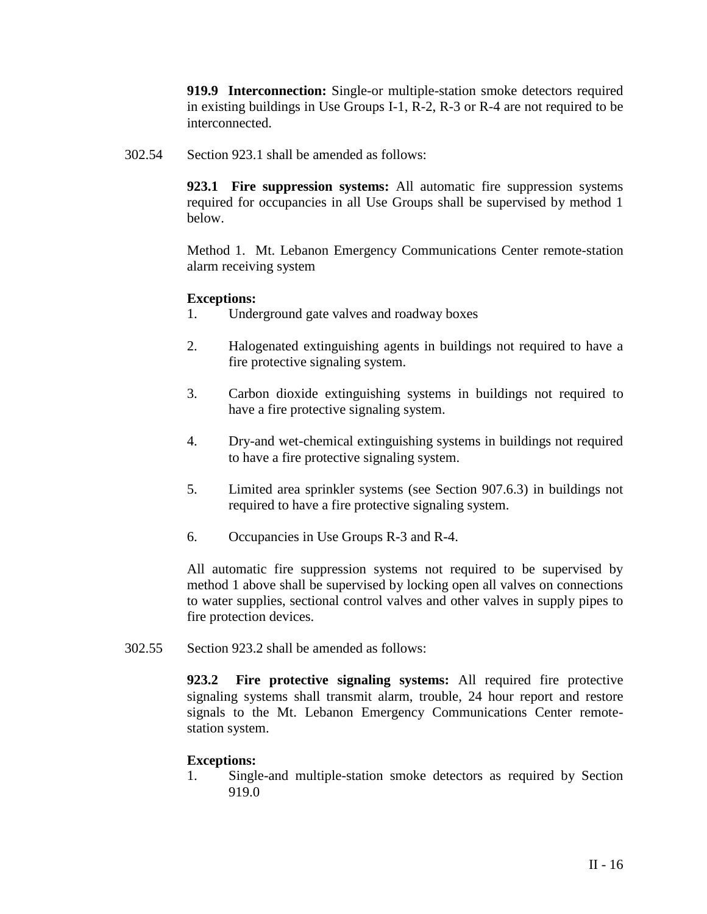**919.9 Interconnection:** Single-or multiple-station smoke detectors required in existing buildings in Use Groups I-1, R-2, R-3 or R-4 are not required to be interconnected.

302.54 Section 923.1 shall be amended as follows:

**923.1 Fire suppression systems:** All automatic fire suppression systems required for occupancies in all Use Groups shall be supervised by method 1 below.

Method 1. Mt. Lebanon Emergency Communications Center remote-station alarm receiving system

**Exceptions:**

1. Underground gate valves and roadway boxes
2. Halogenated extinguishing agents in buildings not required to have a fire protective signaling system.
3. Carbon dioxide extinguishing systems in buildings not required to have a fire protective signaling system.
4. Dry-and wet-chemical extinguishing systems in buildings not required to have a fire protective signaling system.
5. Limited area sprinkler systems (see Section 907.6.3) in buildings not required to have a fire protective signaling system.
6. Occupancies in Use Groups R-3 and R-4.

All automatic fire suppression systems not required to be supervised by method 1 above shall be supervised by locking open all valves on connections to water supplies, sectional control valves and other valves in supply pipes to fire protection devices.

302.55 Section 923.2 shall be amended as follows:

**923.2 Fire protective signaling systems:** All required fire protective signaling systems shall transmit alarm, trouble, 24 hour report and restore signals to the Mt. Lebanon Emergency Communications Center remote-station system.

**Exceptions:**

1. Single-and multiple-station smoke detectors as required by Section 919.0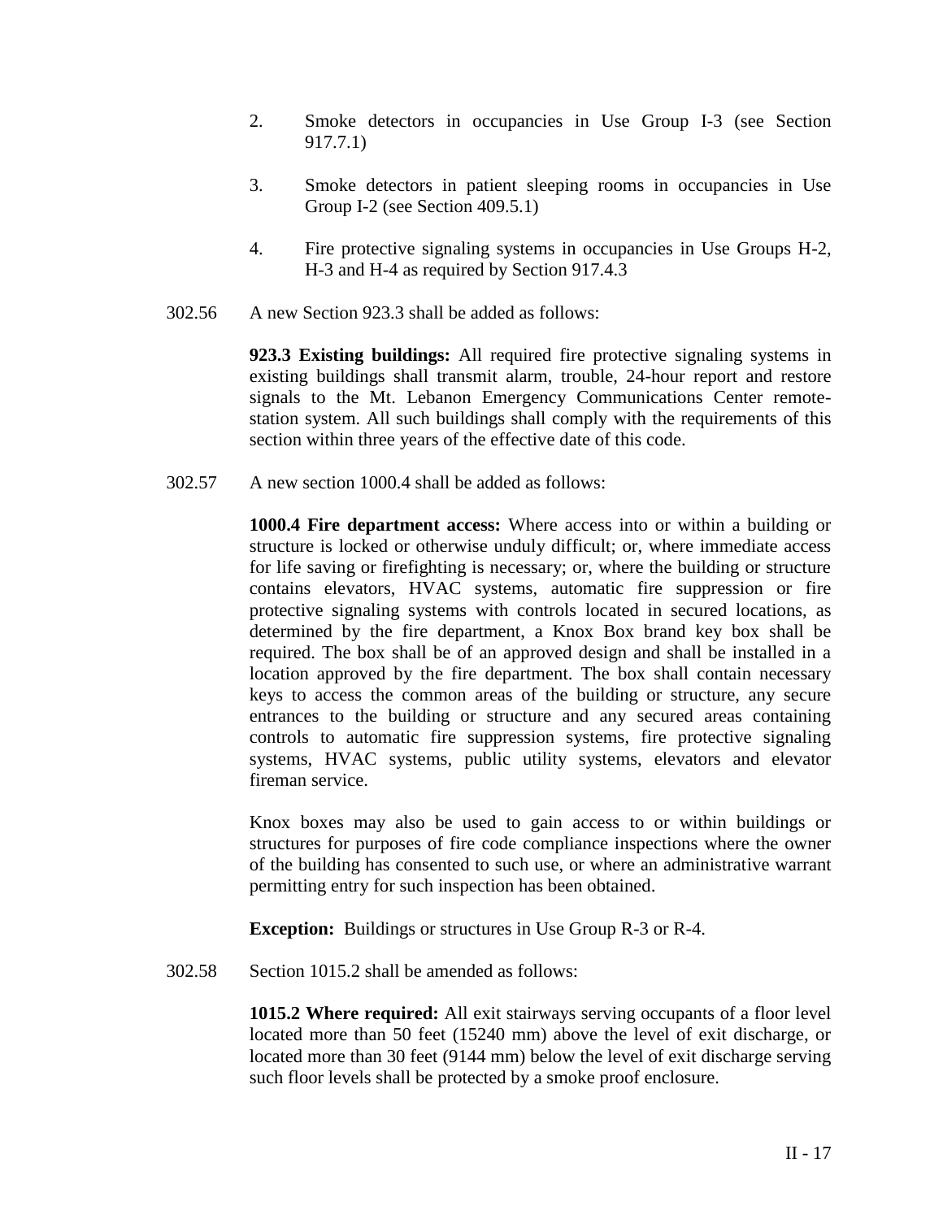2. Smoke detectors in occupancies in Use Group I-3 (see Section 917.7.1)

3. Smoke detectors in patient sleeping rooms in occupancies in Use Group I-2 (see Section 409.5.1)

4. Fire protective signaling systems in occupancies in Use Groups H-2, H-3 and H-4 as required by Section 917.4.3

302.56 A new Section 923.3 shall be added as follows:

**923.3 Existing buildings:** All required fire protective signaling systems in existing buildings shall transmit alarm, trouble, 24-hour report and restore signals to the Mt. Lebanon Emergency Communications Center remote-station system. All such buildings shall comply with the requirements of this section within three years of the effective date of this code.

302.57 A new section 1000.4 shall be added as follows:

**1000.4 Fire department access:** Where access into or within a building or structure is locked or otherwise unduly difficult; or, where immediate access for life saving or firefighting is necessary; or, where the building or structure contains elevators, HVAC systems, automatic fire suppression or fire protective signaling systems with controls located in secured locations, as determined by the fire department, a Knox Box brand key box shall be required. The box shall be of an approved design and shall be installed in a location approved by the fire department. The box shall contain necessary keys to access the common areas of the building or structure, any secure entrances to the building or structure and any secured areas containing controls to automatic fire suppression systems, fire protective signaling systems, HVAC systems, public utility systems, elevators and elevator fireman service.

Knox boxes may also be used to gain access to or within buildings or structures for purposes of fire code compliance inspections where the owner of the building has consented to such use, or where an administrative warrant permitting entry for such inspection has been obtained.

**Exception:** Buildings or structures in Use Group R-3 or R-4.

302.58 Section 1015.2 shall be amended as follows:

**1015.2 Where required:** All exit stairways serving occupants of a floor level located more than 50 feet (15240 mm) above the level of exit discharge, or located more than 30 feet (9144 mm) below the level of exit discharge serving such floor levels shall be protected by a smoke proof enclosure.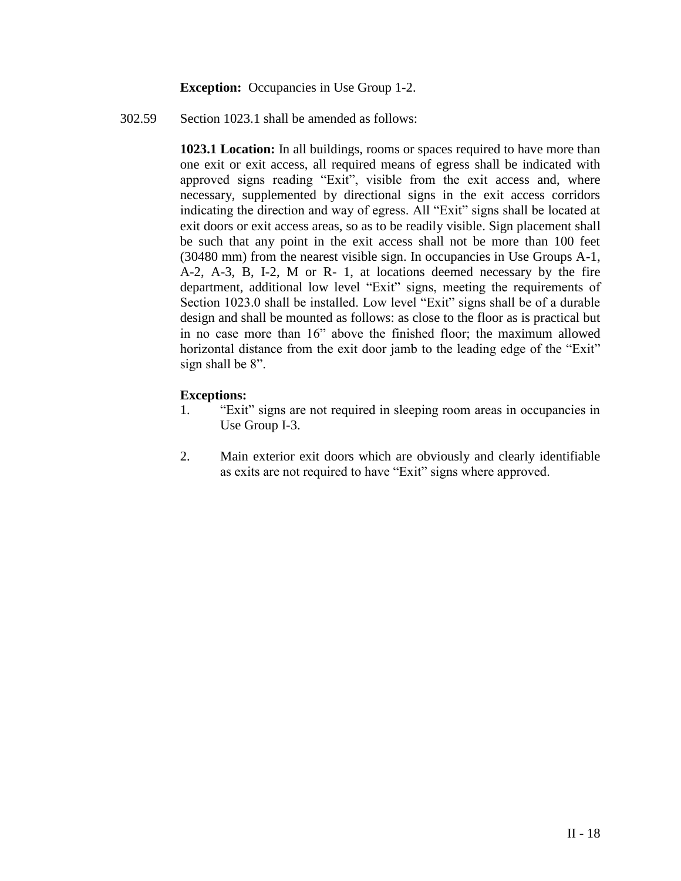**Exception:** Occupancies in Use Group 1-2.

302.59 Section 1023.1 shall be amended as follows:

**1023.1 Location:** In all buildings, rooms or spaces required to have more than one exit or exit access, all required means of egress shall be indicated with approved signs reading "Exit", visible from the exit access and, where necessary, supplemented by directional signs in the exit access corridors indicating the direction and way of egress. All "Exit" signs shall be located at exit doors or exit access areas, so as to be readily visible. Sign placement shall be such that any point in the exit access shall not be more than 100 feet (30480 mm) from the nearest visible sign. In occupancies in Use Groups A-1, A-2, A-3, B, I-2, M or R- 1, at locations deemed necessary by the fire department, additional low level "Exit" signs, meeting the requirements of Section 1023.0 shall be installed. Low level "Exit" signs shall be of a durable design and shall be mounted as follows: as close to the floor as is practical but in no case more than 16" above the finished floor; the maximum allowed horizontal distance from the exit door jamb to the leading edge of the "Exit" sign shall be 8".

**Exceptions:**

1. "Exit" signs are not required in sleeping room areas in occupancies in Use Group I-3.

2. Main exterior exit doors which are obviously and clearly identifiable as exits are not required to have "Exit" signs where approved.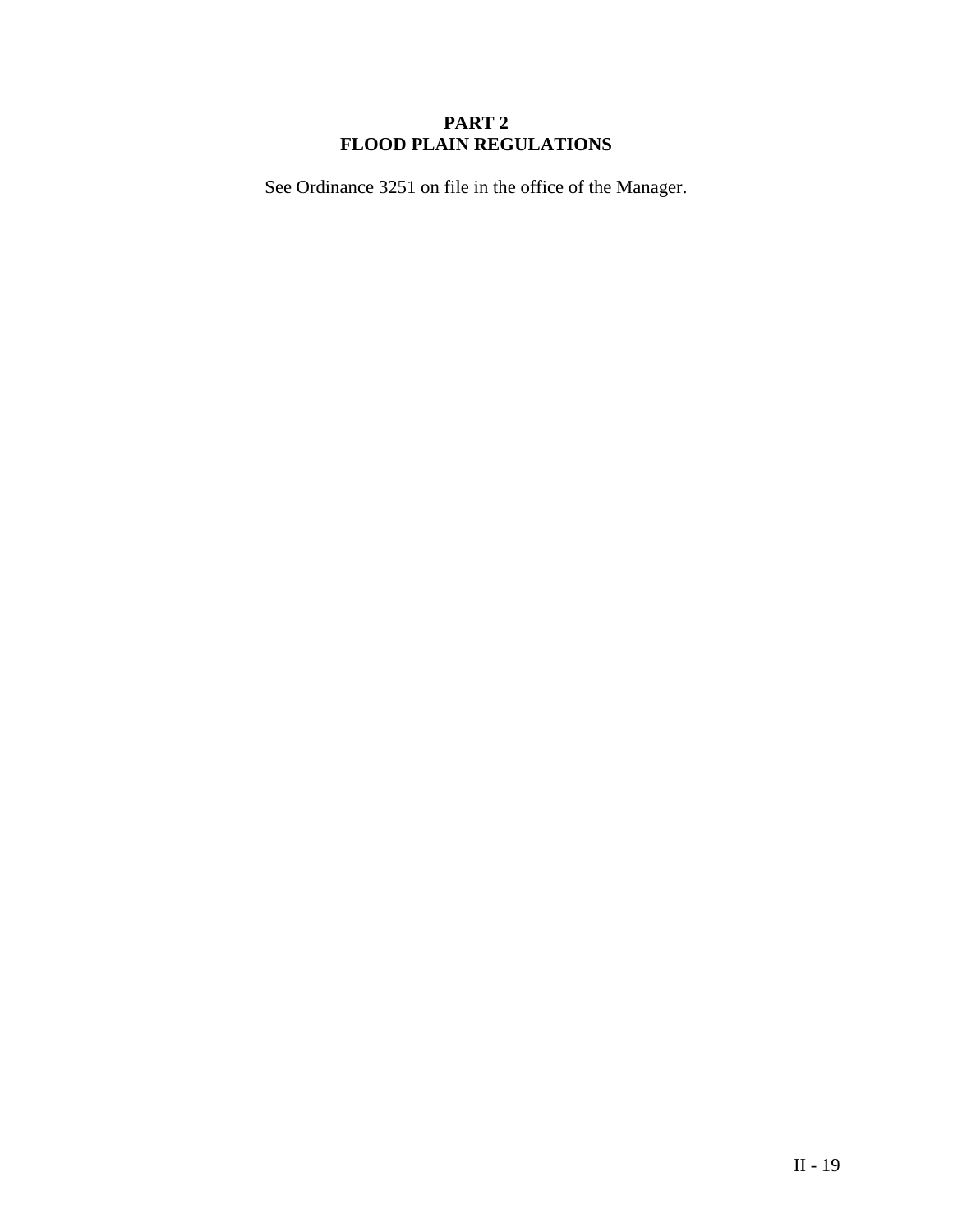## PART 2
## FLOOD PLAIN REGULATIONS

See Ordinance 3251 on file in the office of the Manager.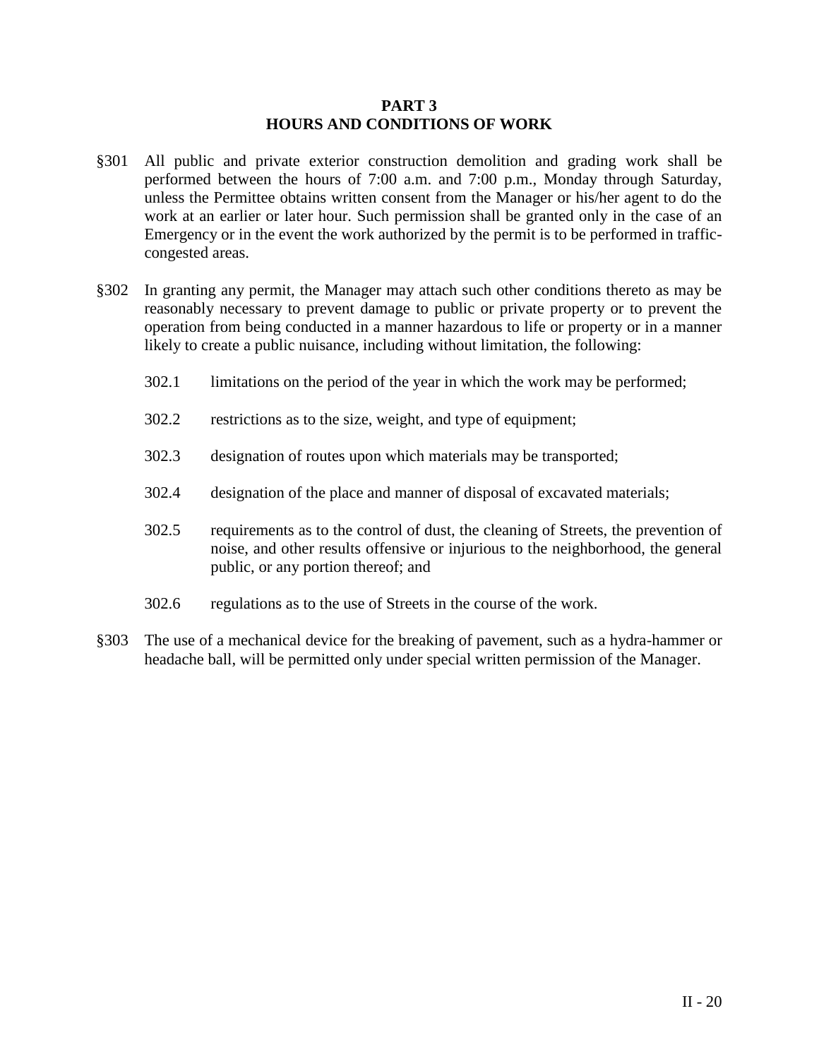# PART 3
# HOURS AND CONDITIONS OF WORK

§301 All public and private exterior construction demolition and grading work shall be performed between the hours of 7:00 a.m. and 7:00 p.m., Monday through Saturday, unless the Permittee obtains written consent from the Manager or his/her agent to do the work at an earlier or later hour. Such permission shall be granted only in the case of an Emergency or in the event the work authorized by the permit is to be performed in traffic-congested areas.

§302 In granting any permit, the Manager may attach such other conditions thereto as may be reasonably necessary to prevent damage to public or private property or to prevent the operation from being conducted in a manner hazardous to life or property or in a manner likely to create a public nuisance, including without limitation, the following:

302.1 limitations on the period of the year in which the work may be performed;

302.2 restrictions as to the size, weight, and type of equipment;

302.3 designation of routes upon which materials may be transported;

302.4 designation of the place and manner of disposal of excavated materials;

302.5 requirements as to the control of dust, the cleaning of Streets, the prevention of noise, and other results offensive or injurious to the neighborhood, the general public, or any portion thereof; and

302.6 regulations as to the use of Streets in the course of the work.

§303 The use of a mechanical device for the breaking of pavement, such as a hydra-hammer or headache ball, will be permitted only under special written permission of the Manager.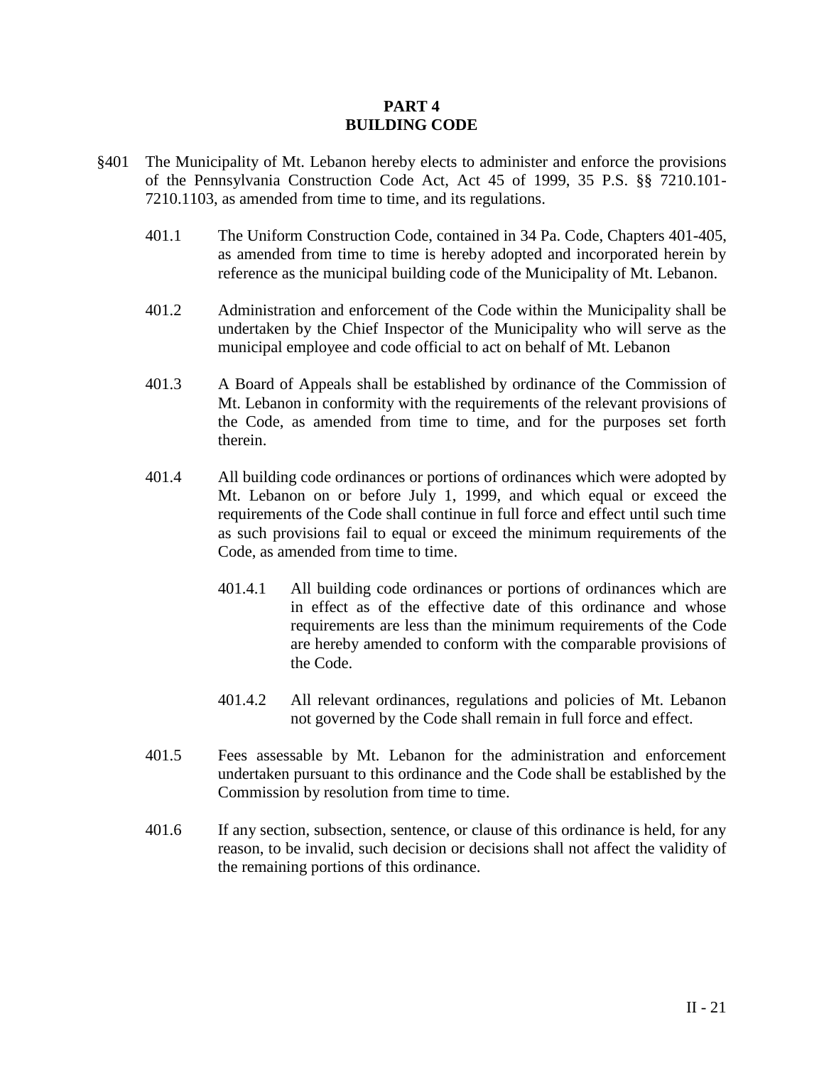# PART 4
# BUILDING CODE

§401 The Municipality of Mt. Lebanon hereby elects to administer and enforce the provisions of the Pennsylvania Construction Code Act, Act 45 of 1999, 35 P.S. §§ 7210.101-7210.1103, as amended from time to time, and its regulations.

401.1 The Uniform Construction Code, contained in 34 Pa. Code, Chapters 401-405, as amended from time to time is hereby adopted and incorporated herein by reference as the municipal building code of the Municipality of Mt. Lebanon.

401.2 Administration and enforcement of the Code within the Municipality shall be undertaken by the Chief Inspector of the Municipality who will serve as the municipal employee and code official to act on behalf of Mt. Lebanon

401.3 A Board of Appeals shall be established by ordinance of the Commission of Mt. Lebanon in conformity with the requirements of the relevant provisions of the Code, as amended from time to time, and for the purposes set forth therein.

401.4 All building code ordinances or portions of ordinances which were adopted by Mt. Lebanon on or before July 1, 1999, and which equal or exceed the requirements of the Code shall continue in full force and effect until such time as such provisions fail to equal or exceed the minimum requirements of the Code, as amended from time to time.

401.4.1 All building code ordinances or portions of ordinances which are in effect as of the effective date of this ordinance and whose requirements are less than the minimum requirements of the Code are hereby amended to conform with the comparable provisions of the Code.

401.4.2 All relevant ordinances, regulations and policies of Mt. Lebanon not governed by the Code shall remain in full force and effect.

401.5 Fees assessable by Mt. Lebanon for the administration and enforcement undertaken pursuant to this ordinance and the Code shall be established by the Commission by resolution from time to time.

401.6 If any section, subsection, sentence, or clause of this ordinance is held, for any reason, to be invalid, such decision or decisions shall not affect the validity of the remaining portions of this ordinance.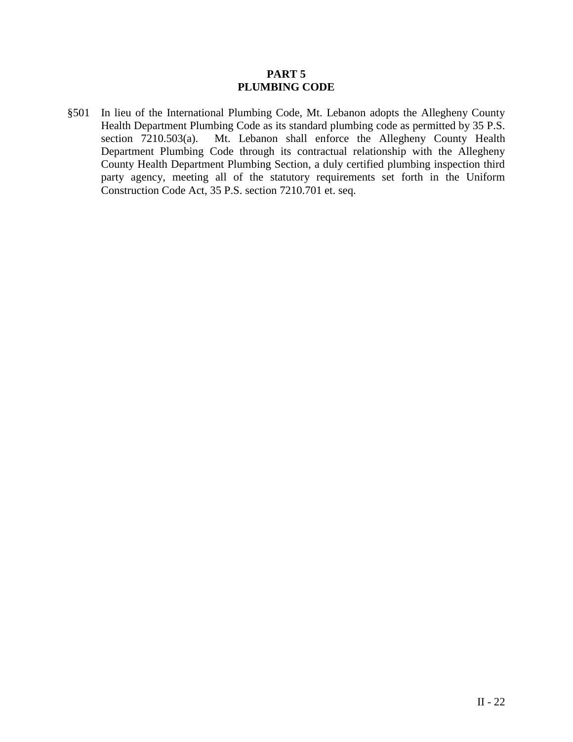# PART 5
# PLUMBING CODE

§501 In lieu of the International Plumbing Code, Mt. Lebanon adopts the Allegheny County Health Department Plumbing Code as its standard plumbing code as permitted by 35 P.S. section 7210.503(a). Mt. Lebanon shall enforce the Allegheny County Health Department Plumbing Code through its contractual relationship with the Allegheny County Health Department Plumbing Section, a duly certified plumbing inspection third party agency, meeting all of the statutory requirements set forth in the Uniform Construction Code Act, 35 P.S. section 7210.701 et. seq.